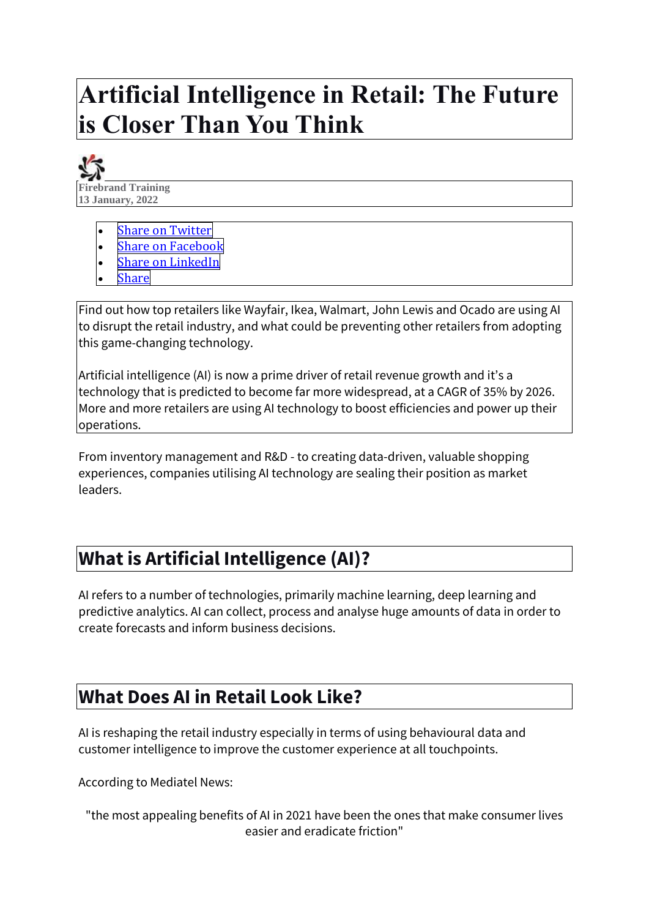# Artificial Intelligence in Retail: The Future is Closer Than You Think

Firebrand Training
13 January, 2022

- Share on Twitter
- Share on Facebook
- Share on LinkedIn
- Share

Find out how top retailers like Wayfair, Ikea, Walmart, John Lewis and Ocado are using AI to disrupt the retail industry, and what could be preventing other retailers from adopting this game-changing technology.

Artificial intelligence (AI) is now a prime driver of retail revenue growth and it's a technology that is predicted to become far more widespread, at a CAGR of 35% by 2026. More and more retailers are using AI technology to boost efficiencies and power up their operations.

From inventory management and R&D - to creating data-driven, valuable shopping experiences, companies utilising AI technology are sealing their position as market leaders.

## What is Artificial Intelligence (AI)?

AI refers to a number of technologies, primarily machine learning, deep learning and predictive analytics. AI can collect, process and analyse huge amounts of data in order to create forecasts and inform business decisions.

## What Does AI in Retail Look Like?

AI is reshaping the retail industry especially in terms of using behavioural data and customer intelligence to improve the customer experience at all touchpoints.

According to Mediatel News:

> "the most appealing benefits of AI in 2021 have been the ones that make consumer lives easier and eradicate friction"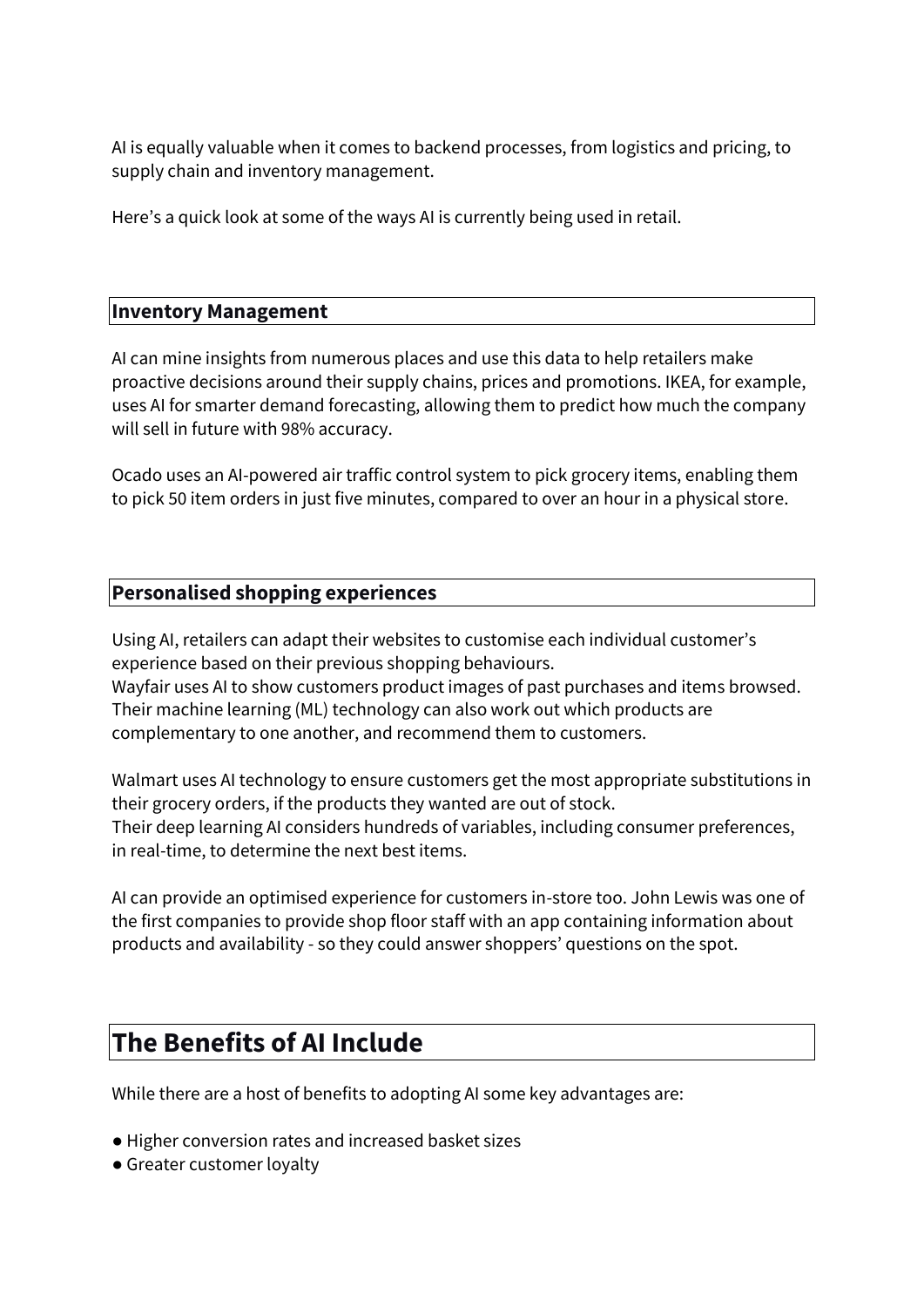AI is equally valuable when it comes to backend processes, from logistics and pricing, to supply chain and inventory management.

Here's a quick look at some of the ways AI is currently being used in retail.

### Inventory Management

AI can mine insights from numerous places and use this data to help retailers make proactive decisions around their supply chains, prices and promotions. IKEA, for example, uses AI for smarter demand forecasting, allowing them to predict how much the company will sell in future with 98% accuracy.

Ocado uses an AI-powered air traffic control system to pick grocery items, enabling them to pick 50 item orders in just five minutes, compared to over an hour in a physical store.

### Personalised shopping experiences

Using AI, retailers can adapt their websites to customise each individual customer's experience based on their previous shopping behaviours.
Wayfair uses AI to show customers product images of past purchases and items browsed. Their machine learning (ML) technology can also work out which products are complementary to one another, and recommend them to customers.

Walmart uses AI technology to ensure customers get the most appropriate substitutions in their grocery orders, if the products they wanted are out of stock.
Their deep learning AI considers hundreds of variables, including consumer preferences, in real-time, to determine the next best items.

AI can provide an optimised experience for customers in-store too. John Lewis was one of the first companies to provide shop floor staff with an app containing information about products and availability - so they could answer shoppers' questions on the spot.

## The Benefits of AI Include

While there are a host of benefits to adopting AI some key advantages are:

- Higher conversion rates and increased basket sizes
- Greater customer loyalty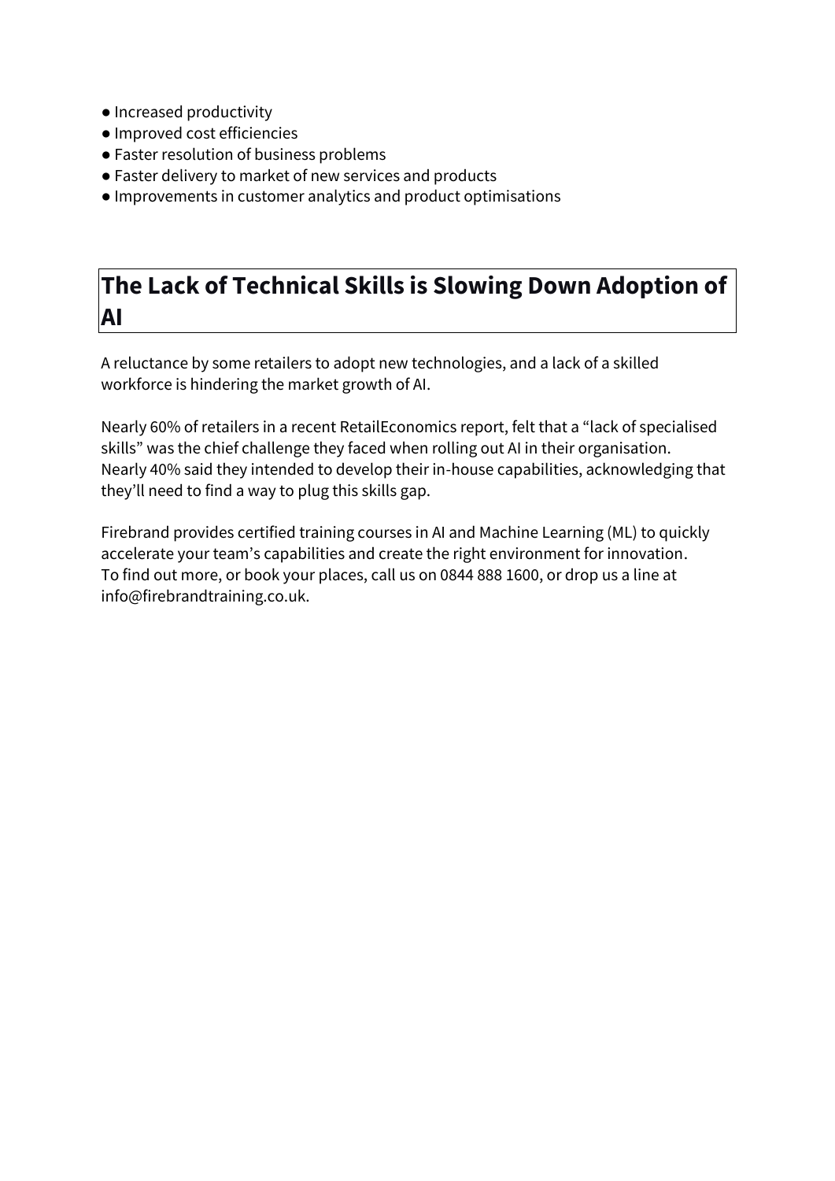- Increased productivity
- Improved cost efficiencies
- Faster resolution of business problems
- Faster delivery to market of new services and products
- Improvements in customer analytics and product optimisations

## The Lack of Technical Skills is Slowing Down Adoption of AI

A reluctance by some retailers to adopt new technologies, and a lack of a skilled workforce is hindering the market growth of AI.

Nearly 60% of retailers in a recent RetailEconomics report, felt that a "lack of specialised skills" was the chief challenge they faced when rolling out AI in their organisation. Nearly 40% said they intended to develop their in-house capabilities, acknowledging that they'll need to find a way to plug this skills gap.

Firebrand provides certified training courses in AI and Machine Learning (ML) to quickly accelerate your team's capabilities and create the right environment for innovation. To find out more, or book your places, call us on 0844 888 1600, or drop us a line at info@firebrandtraining.co.uk.